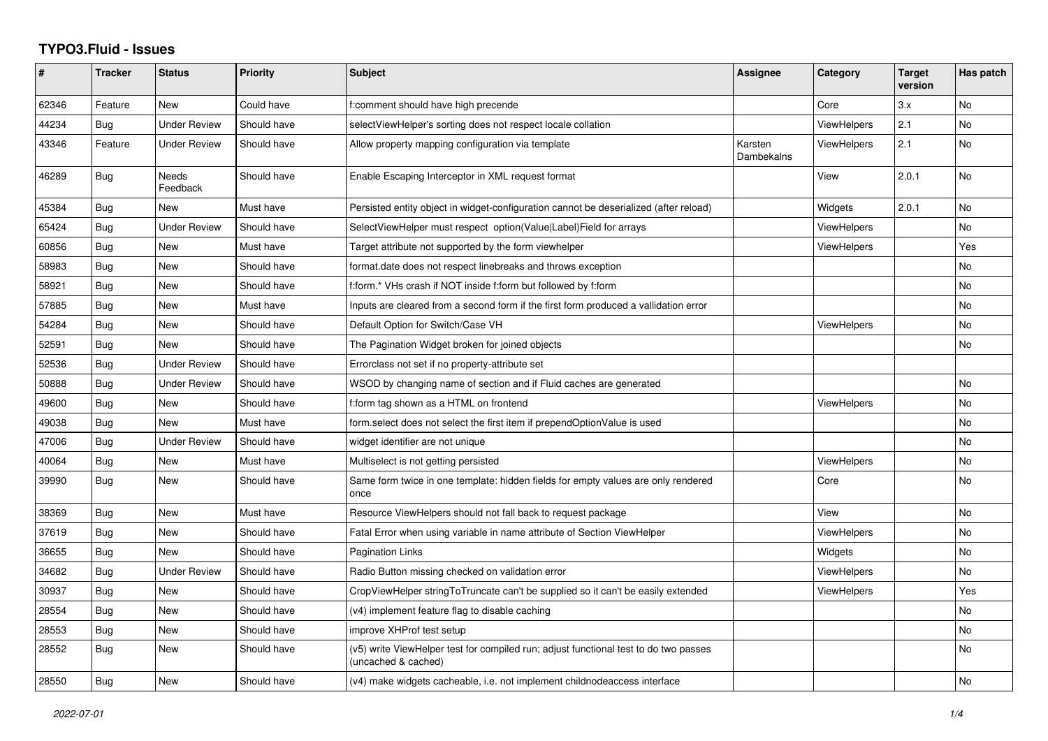# TYPO3.Fluid - Issues

| # | Tracker | Status | Priority | Subject | Assignee | Category | Target version | Has patch |
|---|---|---|---|---|---|---|---|---|
| 62346 | Feature | New | Could have | f:comment should have high precende | | Core | 3.x | No |
| 44234 | Bug | Under Review | Should have | selectViewHelper's sorting does not respect locale collation | | ViewHelpers | 2.1 | No |
| 43346 | Feature | Under Review | Should have | Allow property mapping configuration via template | Karsten Dambekalns | ViewHelpers | 2.1 | No |
| 46289 | Bug | Needs Feedback | Should have | Enable Escaping Interceptor in XML request format | | View | 2.0.1 | No |
| 45384 | Bug | New | Must have | Persisted entity object in widget-configuration cannot be deserialized (after reload) | | Widgets | 2.0.1 | No |
| 65424 | Bug | Under Review | Should have | SelectViewHelper must respect option(Value\|Label)Field for arrays | | ViewHelpers | | No |
| 60856 | Bug | New | Must have | Target attribute not supported by the form viewhelper | | ViewHelpers | | Yes |
| 58983 | Bug | New | Should have | format.date does not respect linebreaks and throws exception | | | | No |
| 58921 | Bug | New | Should have | f:form.* VHs crash if NOT inside f:form but followed by f:form | | | | No |
| 57885 | Bug | New | Must have | Inputs are cleared from a second form if the first form produced a vallidation error | | | | No |
| 54284 | Bug | New | Should have | Default Option for Switch/Case VH | | ViewHelpers | | No |
| 52591 | Bug | New | Should have | The Pagination Widget broken for joined objects | | | | No |
| 52536 | Bug | Under Review | Should have | Errorclass not set if no property-attribute set | | | | |
| 50888 | Bug | Under Review | Should have | WSOD by changing name of section and if Fluid caches are generated | | | | No |
| 49600 | Bug | New | Should have | f:form tag shown as a HTML on frontend | | ViewHelpers | | No |
| 49038 | Bug | New | Must have | form.select does not select the first item if prependOptionValue is used | | | | No |
| 47006 | Bug | Under Review | Should have | widget identifier are not unique | | | | No |
| 40064 | Bug | New | Must have | Multiselect is not getting persisted | | ViewHelpers | | No |
| 39990 | Bug | New | Should have | Same form twice in one template: hidden fields for empty values are only rendered once | | Core | | No |
| 38369 | Bug | New | Must have | Resource ViewHelpers should not fall back to request package | | View | | No |
| 37619 | Bug | New | Should have | Fatal Error when using variable in name attribute of Section ViewHelper | | ViewHelpers | | No |
| 36655 | Bug | New | Should have | Pagination Links | | Widgets | | No |
| 34682 | Bug | Under Review | Should have | Radio Button missing checked on validation error | | ViewHelpers | | No |
| 30937 | Bug | New | Should have | CropViewHelper stringToTruncate can't be supplied so it can't be easily extended | | ViewHelpers | | Yes |
| 28554 | Bug | New | Should have | (v4) implement feature flag to disable caching | | | | No |
| 28553 | Bug | New | Should have | improve XHProf test setup | | | | No |
| 28552 | Bug | New | Should have | (v5) write ViewHelper test for compiled run; adjust functional test to do two passes (uncached & cached) | | | | No |
| 28550 | Bug | New | Should have | (v4) make widgets cacheable, i.e. not implement childnodeaccess interface | | | | No |

*2022-07-01*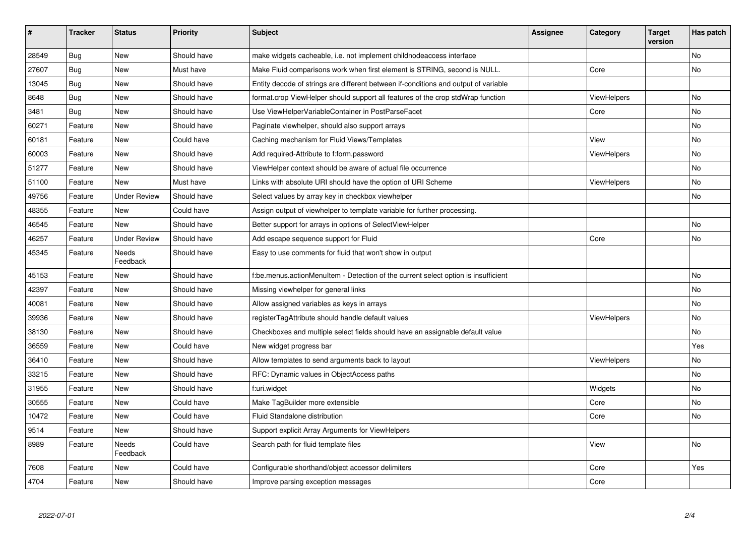| # | Tracker | Status | Priority | Subject | Assignee | Category | Target version | Has patch |
|---|---|---|---|---|---|---|---|---|
| 28549 | Bug | New | Should have | make widgets cacheable, i.e. not implement childnodeaccess interface | | | | No |
| 27607 | Bug | New | Must have | Make Fluid comparisons work when first element is STRING, second is NULL. | | Core | | No |
| 13045 | Bug | New | Should have | Entity decode of strings are different between if-conditions and output of variable | | | | |
| 8648 | Bug | New | Should have | format.crop ViewHelper should support all features of the crop stdWrap function | | ViewHelpers | | No |
| 3481 | Bug | New | Should have | Use ViewHelperVariableContainer in PostParseFacet | | Core | | No |
| 60271 | Feature | New | Should have | Paginate viewhelper, should also support arrays | | | | No |
| 60181 | Feature | New | Could have | Caching mechanism for Fluid Views/Templates | | View | | No |
| 60003 | Feature | New | Should have | Add required-Attribute to f:form.password | | ViewHelpers | | No |
| 51277 | Feature | New | Should have | ViewHelper context should be aware of actual file occurrence | | | | No |
| 51100 | Feature | New | Must have | Links with absolute URI should have the option of URI Scheme | | ViewHelpers | | No |
| 49756 | Feature | Under Review | Should have | Select values by array key in checkbox viewhelper | | | | No |
| 48355 | Feature | New | Could have | Assign output of viewhelper to template variable for further processing. | | | | |
| 46545 | Feature | New | Should have | Better support for arrays in options of SelectViewHelper | | | | No |
| 46257 | Feature | Under Review | Should have | Add escape sequence support for Fluid | | Core | | No |
| 45345 | Feature | Needs Feedback | Should have | Easy to use comments for fluid that won't show in output | | | | |
| 45153 | Feature | New | Should have | f:be.menus.actionMenuItem - Detection of the current select option is insufficient | | | | No |
| 42397 | Feature | New | Should have | Missing viewhelper for general links | | | | No |
| 40081 | Feature | New | Should have | Allow assigned variables as keys in arrays | | | | No |
| 39936 | Feature | New | Should have | registerTagAttribute should handle default values | | ViewHelpers | | No |
| 38130 | Feature | New | Should have | Checkboxes and multiple select fields should have an assignable default value | | | | No |
| 36559 | Feature | New | Could have | New widget progress bar | | | | Yes |
| 36410 | Feature | New | Should have | Allow templates to send arguments back to layout | | ViewHelpers | | No |
| 33215 | Feature | New | Should have | RFC: Dynamic values in ObjectAccess paths | | | | No |
| 31955 | Feature | New | Should have | f:uri.widget | | Widgets | | No |
| 30555 | Feature | New | Could have | Make TagBuilder more extensible | | Core | | No |
| 10472 | Feature | New | Could have | Fluid Standalone distribution | | Core | | No |
| 9514 | Feature | New | Should have | Support explicit Array Arguments for ViewHelpers | | | | |
| 8989 | Feature | Needs Feedback | Could have | Search path for fluid template files | | View | | No |
| 7608 | Feature | New | Could have | Configurable shorthand/object accessor delimiters | | Core | | Yes |
| 4704 | Feature | New | Should have | Improve parsing exception messages | | Core | | |

*2022-07-01*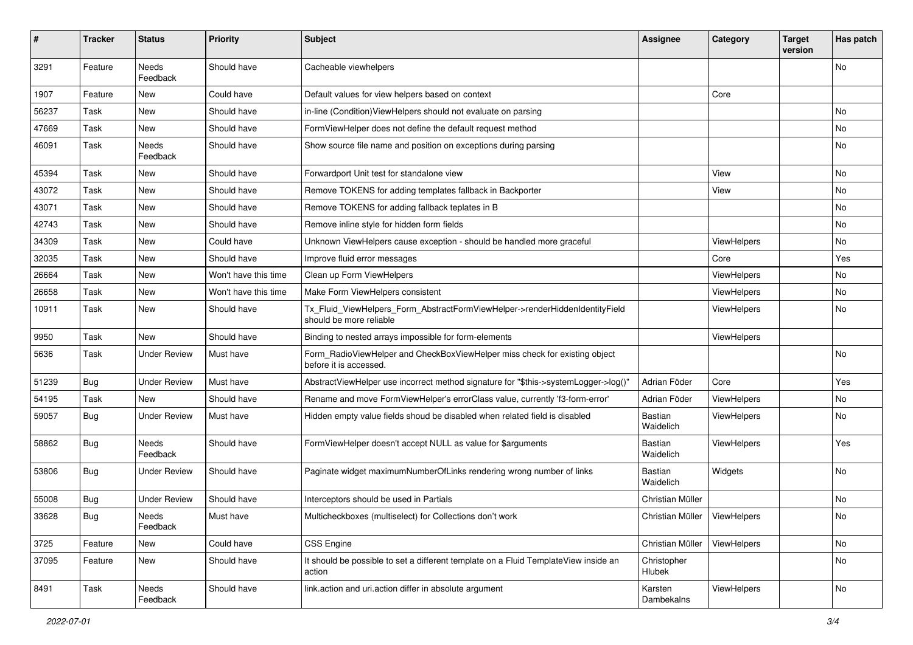| # | Tracker | Status | Priority | Subject | Assignee | Category | Target version | Has patch |
|---|---|---|---|---|---|---|---|---|
| 3291 | Feature | Needs Feedback | Should have | Cacheable viewhelpers | | | | No |
| 1907 | Feature | New | Could have | Default values for view helpers based on context | | Core | | |
| 56237 | Task | New | Should have | in-line (Condition)ViewHelpers should not evaluate on parsing | | | | No |
| 47669 | Task | New | Should have | FormViewHelper does not define the default request method | | | | No |
| 46091 | Task | Needs Feedback | Should have | Show source file name and position on exceptions during parsing | | | | No |
| 45394 | Task | New | Should have | Forwardport Unit test for standalone view | | View | | No |
| 43072 | Task | New | Should have | Remove TOKENS for adding templates fallback in Backporter | | View | | No |
| 43071 | Task | New | Should have | Remove TOKENS for adding fallback teplates in B | | | | No |
| 42743 | Task | New | Should have | Remove inline style for hidden form fields | | | | No |
| 34309 | Task | New | Could have | Unknown ViewHelpers cause exception - should be handled more graceful | | ViewHelpers | | No |
| 32035 | Task | New | Should have | Improve fluid error messages | | Core | | Yes |
| 26664 | Task | New | Won't have this time | Clean up Form ViewHelpers | | ViewHelpers | | No |
| 26658 | Task | New | Won't have this time | Make Form ViewHelpers consistent | | ViewHelpers | | No |
| 10911 | Task | New | Should have | Tx_Fluid_ViewHelpers_Form_AbstractFormViewHelper->renderHiddenIdentityField should be more reliable | | ViewHelpers | | No |
| 9950 | Task | New | Should have | Binding to nested arrays impossible for form-elements | | ViewHelpers | | |
| 5636 | Task | Under Review | Must have | Form_RadioViewHelper and CheckBoxViewHelper miss check for existing object before it is accessed. | | | | No |
| 51239 | Bug | Under Review | Must have | AbstractViewHelper use incorrect method signature for "$this->systemLogger->log()" | Adrian Föder | Core | | Yes |
| 54195 | Task | New | Should have | Rename and move FormViewHelper's errorClass value, currently 'f3-form-error' | Adrian Föder | ViewHelpers | | No |
| 59057 | Bug | Under Review | Must have | Hidden empty value fields shoud be disabled when related field is disabled | Bastian Waidelich | ViewHelpers | | No |
| 58862 | Bug | Needs Feedback | Should have | FormViewHelper doesn't accept NULL as value for $arguments | Bastian Waidelich | ViewHelpers | | Yes |
| 53806 | Bug | Under Review | Should have | Paginate widget maximumNumberOfLinks rendering wrong number of links | Bastian Waidelich | Widgets | | No |
| 55008 | Bug | Under Review | Should have | Interceptors should be used in Partials | Christian Müller | | | No |
| 33628 | Bug | Needs Feedback | Must have | Multicheckboxes (multiselect) for Collections don't work | Christian Müller | ViewHelpers | | No |
| 3725 | Feature | New | Could have | CSS Engine | Christian Müller | ViewHelpers | | No |
| 37095 | Feature | New | Should have | It should be possible to set a different template on a Fluid TemplateView inside an action | Christopher Hlubek | | | No |
| 8491 | Task | Needs Feedback | Should have | link.action and uri.action differ in absolute argument | Karsten Dambekalns | ViewHelpers | | No |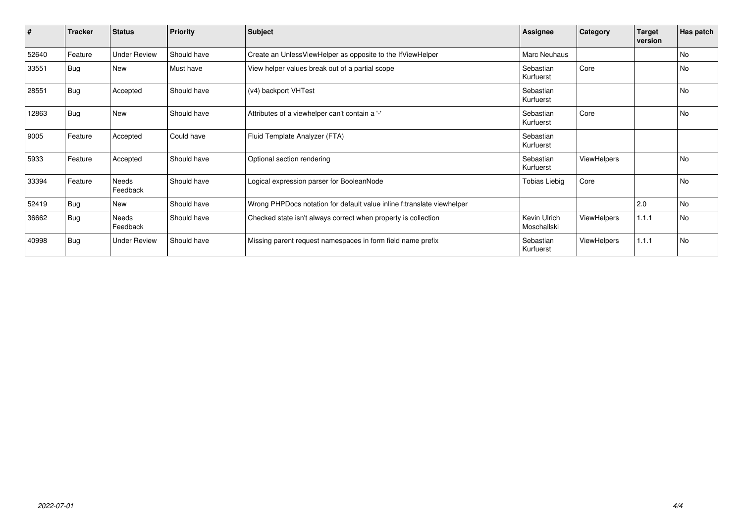| # | Tracker | Status | Priority | Subject | Assignee | Category | Target version | Has patch |
|---|---|---|---|---|---|---|---|---|
| 52640 | Feature | Under Review | Should have | Create an UnlessViewHelper as opposite to the IfViewHelper | Marc Neuhaus | | | No |
| 33551 | Bug | New | Must have | View helper values break out of a partial scope | Sebastian Kurfuerst | Core | | No |
| 28551 | Bug | Accepted | Should have | (v4) backport VHTest | Sebastian Kurfuerst | | | No |
| 12863 | Bug | New | Should have | Attributes of a viewhelper can't contain a '-' | Sebastian Kurfuerst | Core | | No |
| 9005 | Feature | Accepted | Could have | Fluid Template Analyzer (FTA) | Sebastian Kurfuerst | | | |
| 5933 | Feature | Accepted | Should have | Optional section rendering | Sebastian Kurfuerst | ViewHelpers | | No |
| 33394 | Feature | Needs Feedback | Should have | Logical expression parser for BooleanNode | Tobias Liebig | Core | | No |
| 52419 | Bug | New | Should have | Wrong PHPDocs notation for default value inline f:translate viewhelper | | | 2.0 | No |
| 36662 | Bug | Needs Feedback | Should have | Checked state isn't always correct when property is collection | Kevin Ulrich Moschallski | ViewHelpers | 1.1.1 | No |
| 40998 | Bug | Under Review | Should have | Missing parent request namespaces in form field name prefix | Sebastian Kurfuerst | ViewHelpers | 1.1.1 | No |

*2022-07-01*